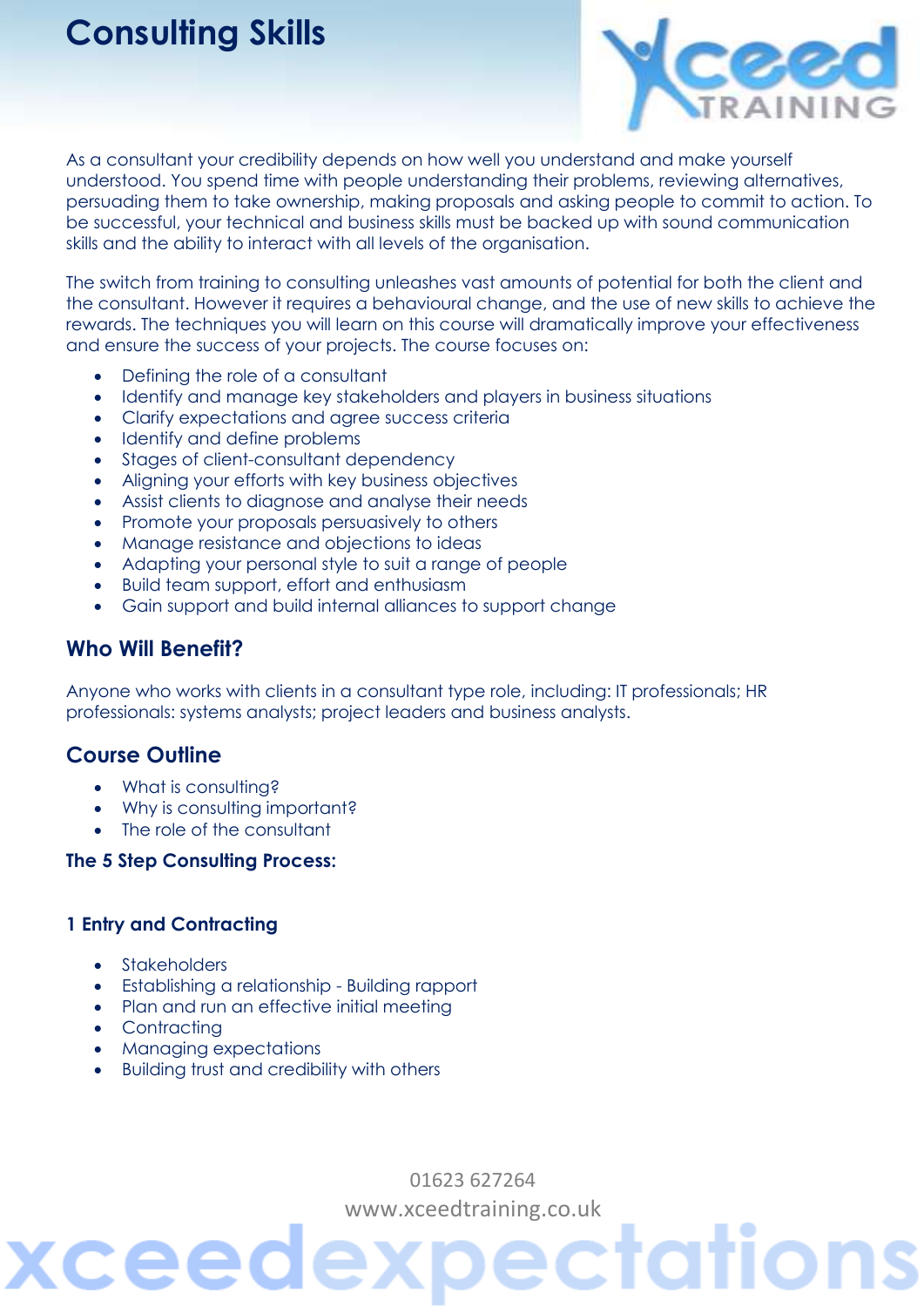# Consulting Skills

As a consultant your credibility depends on how well you understand and make yourself understood. You spend time with people understanding their problems, reviewing alternatives, persuading them to take ownership, making proposals and asking people to commit to action. To be successful, your technical and business skills must be backed up with sound communication skills and the ability to interact with all levels of the organisation.

The switch from training to consulting unleashes vast amounts of potential for both the client and the consultant. However it requires a behavioural change, and the use of new skills to achieve the rewards. The techniques you will learn on this course will dramatically improve your effectiveness and ensure the success of your projects. The course focuses on:

- Defining the role of a consultant
- Identify and manage key stakeholders and players in business situations
- Clarify expectations and agree success criteria
- Identify and define problems
- Stages of client-consultant dependency
- Aligning your efforts with key business objectives
- Assist clients to diagnose and analyse their needs
- Promote your proposals persuasively to others
- Manage resistance and objections to ideas
- Adapting your personal style to suit a range of people
- Build team support, effort and enthusiasm
- Gain support and build internal alliances to support change

## Who Will Benefit?

Anyone who works with clients in a consultant type role, including: IT professionals; HR professionals: systems analysts; project leaders and business analysts.

## Course Outline

- What is consulting?
- Why is consulting important?
- The role of the consultant

**The 5 Step Consulting Process:**

### 1 Entry and Contracting

- Stakeholders
- Establishing a relationship - Building rapport
- Plan and run an effective initial meeting
- Contracting
- Managing expectations
- Building trust and credibility with others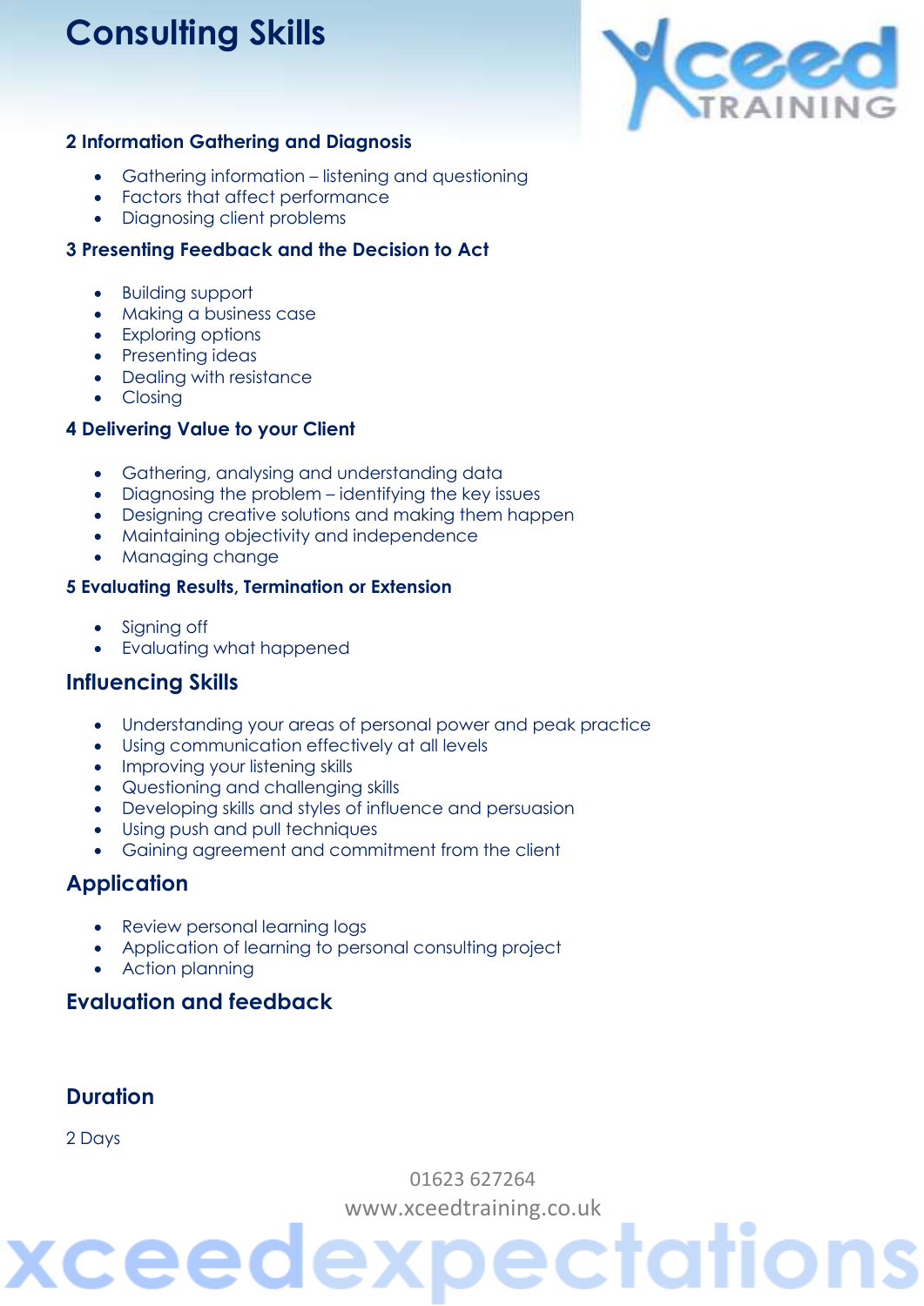# Consulting Skills

### 2 Information Gathering and Diagnosis

- Gathering information – listening and questioning
- Factors that affect performance
- Diagnosing client problems

### 3 Presenting Feedback and the Decision to Act

- Building support
- Making a business case
- Exploring options
- Presenting ideas
- Dealing with resistance
- Closing

### 4 Delivering Value to your Client

- Gathering, analysing and understanding data
- Diagnosing the problem – identifying the key issues
- Designing creative solutions and making them happen
- Maintaining objectivity and independence
- Managing change

### 5 Evaluating Results, Termination or Extension

- Signing off
- Evaluating what happened

## Influencing Skills

- Understanding your areas of personal power and peak practice
- Using communication effectively at all levels
- Improving your listening skills
- Questioning and challenging skills
- Developing skills and styles of influence and persuasion
- Using push and pull techniques
- Gaining agreement and commitment from the client

## Application

- Review personal learning logs
- Application of learning to personal consulting project
- Action planning

## Evaluation and feedback

## Duration

2 Days

01623 627264

www.xceedtraining.co.uk